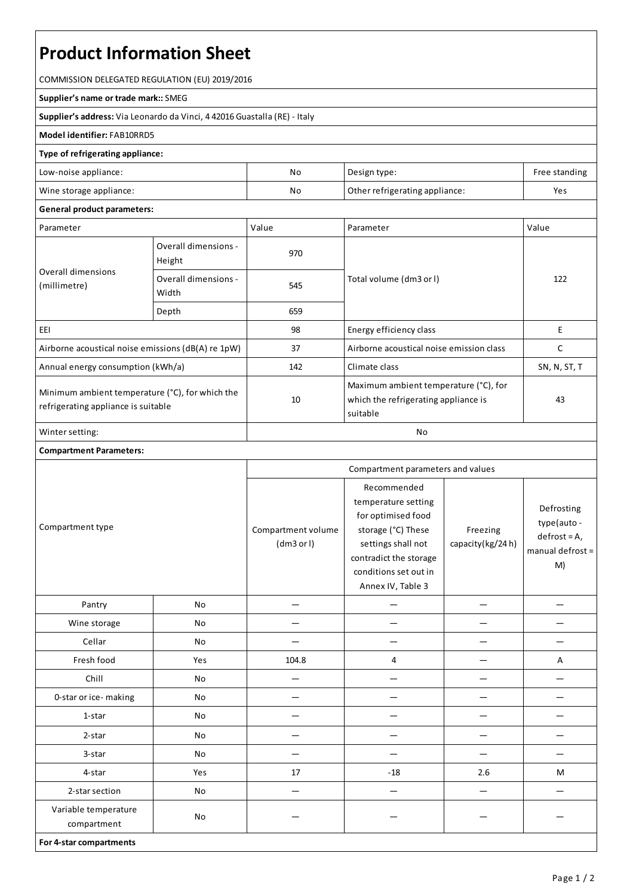# Product Information Sheet

COMMISSION DELEGATED REGULATION (EU) 2019/2016

**Supplier's name or trade mark::** SMEG

**Supplier's address:** Via Leonardo da Vinci, 4 42016 Guastalla (RE) - Italy

**Model identifier:** FAB10RRD5

**Type of refrigerating appliance:**

| | | | |
|---|---|---|---|
| Low-noise appliance: | No | Design type: | Free standing |
| Wine storage appliance: | No | Other refrigerating appliance: | Yes |

**General product parameters:**

| Parameter | | Value | Parameter | Value |
|---|---|---|---|---|
| Overall dimensions (millimetre) | Overall dimensions - Height | 970 | Total volume (dm3 or l) | 122 |
| | Overall dimensions - Width | 545 | | |
| | Depth | 659 | | |
| EEI | | 98 | Energy efficiency class | E |
| Airborne acoustical noise emissions (dB(A) re 1pW) | | 37 | Airborne acoustical noise emission class | C |
| Annual energy consumption (kWh/a) | | 142 | Climate class | SN, N, ST, T |
| Minimum ambient temperature (°C), for which the refrigerating appliance is suitable | | 10 | Maximum ambient temperature (°C), for which the refrigerating appliance is suitable | 43 |
| Winter setting: | | No | | |

**Compartment Parameters:**

| Compartment type | | Compartment parameters and values | | | |
|---|---|---|---|---|---|
| | | Compartment volume (dm3 or l) | Recommended temperature setting for optimised food storage (°C) These settings shall not contradict the storage conditions set out in Annex IV, Table 3 | Freezing capacity(kg/24 h) | Defrosting type(auto - defrost = A, manual defrost = M) |
| Pantry | No | — | — | — | — |
| Wine storage | No | — | — | — | — |
| Cellar | No | — | — | — | — |
| Fresh food | Yes | 104.8 | 4 | — | A |
| Chill | No | — | — | — | — |
| 0-star or ice- making | No | — | — | — | — |
| 1-star | No | — | — | — | — |
| 2-star | No | — | — | — | — |
| 3-star | No | — | — | — | — |
| 4-star | Yes | 17 | -18 | 2.6 | M |
| 2-star section | No | — | — | — | — |
| Variable temperature compartment | No | — | — | — | — |

**For 4-star compartments**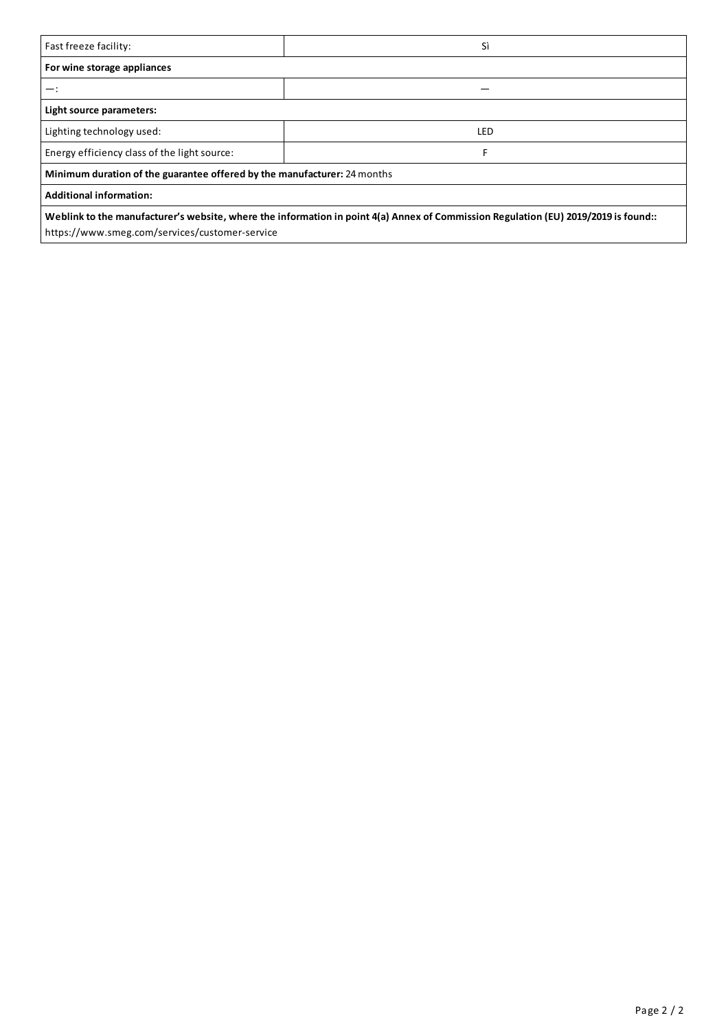| | |
|---|---|
| Fast freeze facility: | Sì |
| **For wine storage appliances** | |
| —: | — |
| **Light source parameters:** | |
| Lighting technology used: | LED |
| Energy efficiency class of the light source: | F |
| **Minimum duration of the guarantee offered by the manufacturer:** 24 months | |
| **Additional information:** | |
| **Weblink to the manufacturer's website, where the information in point 4(a) Annex of Commission Regulation (EU) 2019/2019 is found::** https://www.smeg.com/services/customer-service | |